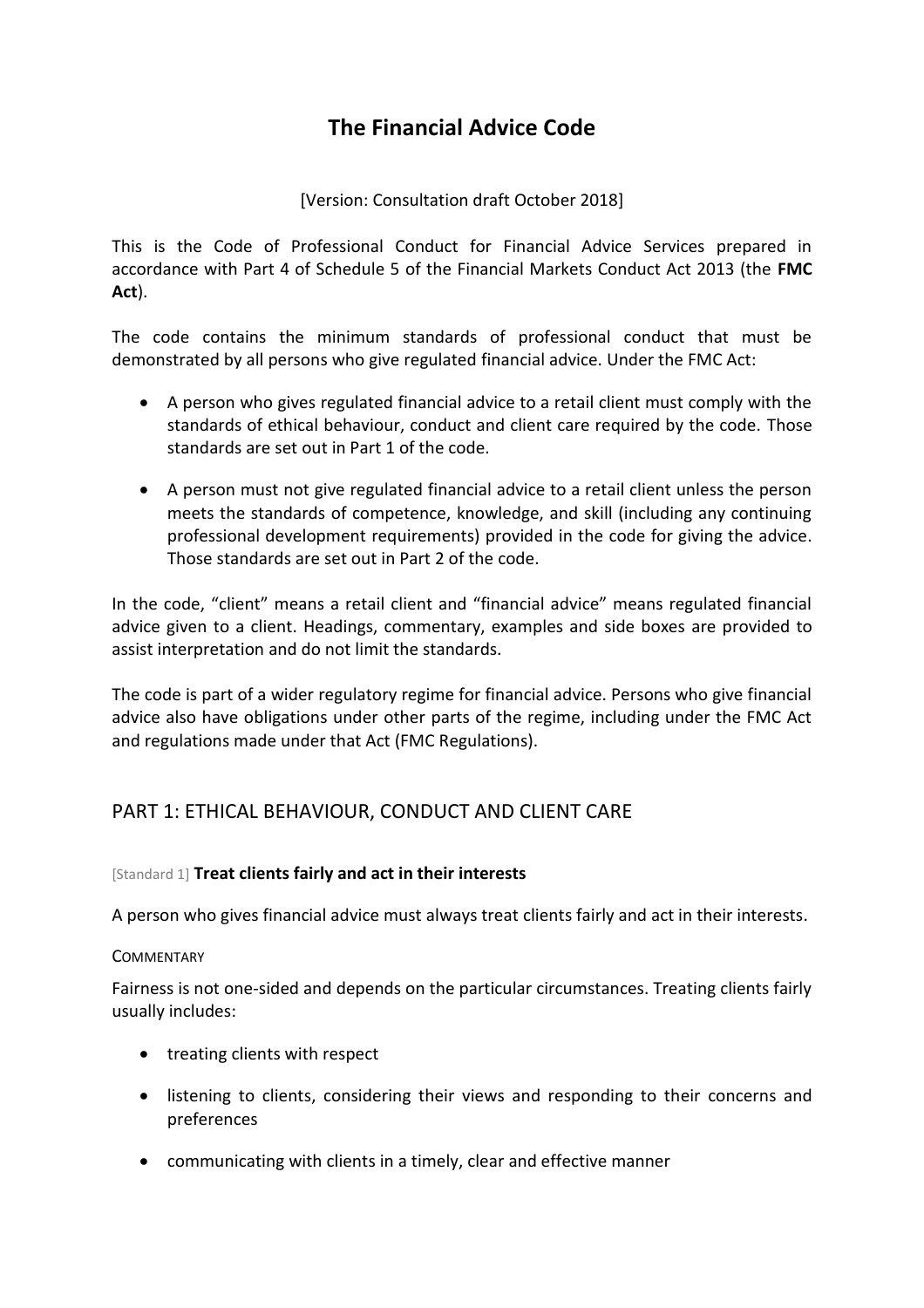# The Financial Advice Code

[Version: Consultation draft October 2018]

This is the Code of Professional Conduct for Financial Advice Services prepared in accordance with Part 4 of Schedule 5 of the Financial Markets Conduct Act 2013 (the **FMC Act**).

The code contains the minimum standards of professional conduct that must be demonstrated by all persons who give regulated financial advice. Under the FMC Act:

- A person who gives regulated financial advice to a retail client must comply with the standards of ethical behaviour, conduct and client care required by the code. Those standards are set out in Part 1 of the code.
- A person must not give regulated financial advice to a retail client unless the person meets the standards of competence, knowledge, and skill (including any continuing professional development requirements) provided in the code for giving the advice. Those standards are set out in Part 2 of the code.

In the code, "client" means a retail client and "financial advice" means regulated financial advice given to a client. Headings, commentary, examples and side boxes are provided to assist interpretation and do not limit the standards.

The code is part of a wider regulatory regime for financial advice. Persons who give financial advice also have obligations under other parts of the regime, including under the FMC Act and regulations made under that Act (FMC Regulations).

## PART 1: ETHICAL BEHAVIOUR, CONDUCT AND CLIENT CARE

### [Standard 1] Treat clients fairly and act in their interests

A person who gives financial advice must always treat clients fairly and act in their interests.

COMMENTARY

Fairness is not one-sided and depends on the particular circumstances. Treating clients fairly usually includes:

- treating clients with respect
- listening to clients, considering their views and responding to their concerns and preferences
- communicating with clients in a timely, clear and effective manner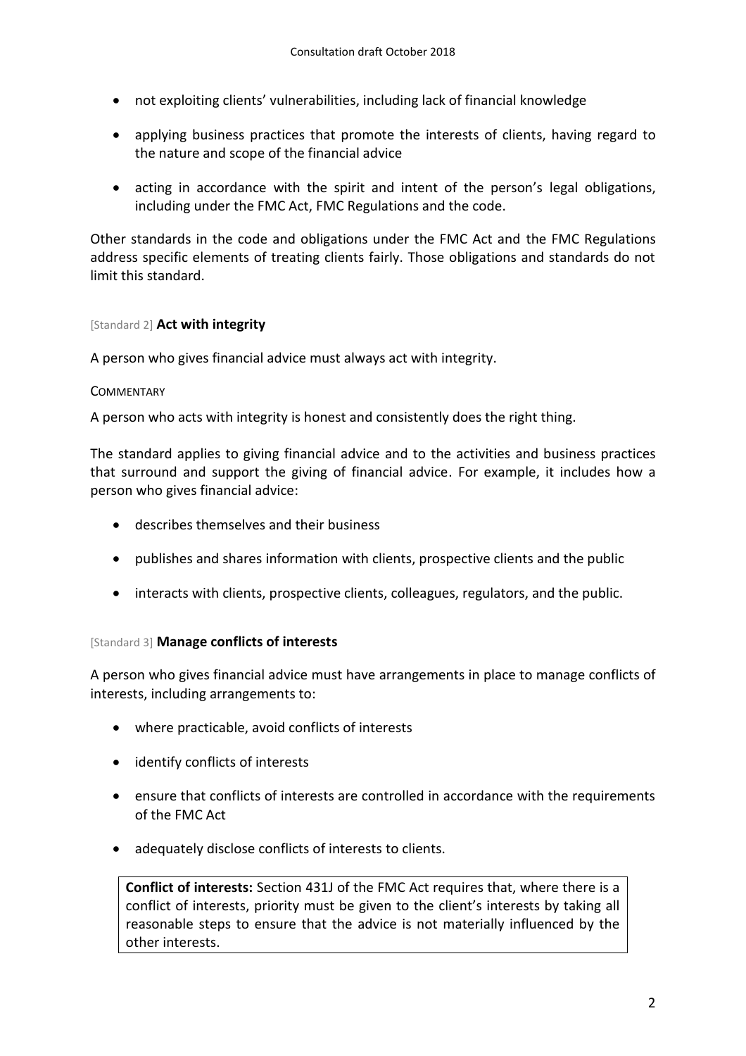- not exploiting clients' vulnerabilities, including lack of financial knowledge
- applying business practices that promote the interests of clients, having regard to the nature and scope of the financial advice
- acting in accordance with the spirit and intent of the person's legal obligations, including under the FMC Act, FMC Regulations and the code.

Other standards in the code and obligations under the FMC Act and the FMC Regulations address specific elements of treating clients fairly. Those obligations and standards do not limit this standard.

### [Standard 2] **Act with integrity**

A person who gives financial advice must always act with integrity.

COMMENTARY

A person who acts with integrity is honest and consistently does the right thing.

The standard applies to giving financial advice and to the activities and business practices that surround and support the giving of financial advice. For example, it includes how a person who gives financial advice:

- describes themselves and their business
- publishes and shares information with clients, prospective clients and the public
- interacts with clients, prospective clients, colleagues, regulators, and the public.

### [Standard 3] **Manage conflicts of interests**

A person who gives financial advice must have arrangements in place to manage conflicts of interests, including arrangements to:

- where practicable, avoid conflicts of interests
- identify conflicts of interests
- ensure that conflicts of interests are controlled in accordance with the requirements of the FMC Act
- adequately disclose conflicts of interests to clients.

> **Conflict of interests:** Section 431J of the FMC Act requires that, where there is a conflict of interests, priority must be given to the client's interests by taking all reasonable steps to ensure that the advice is not materially influenced by the other interests.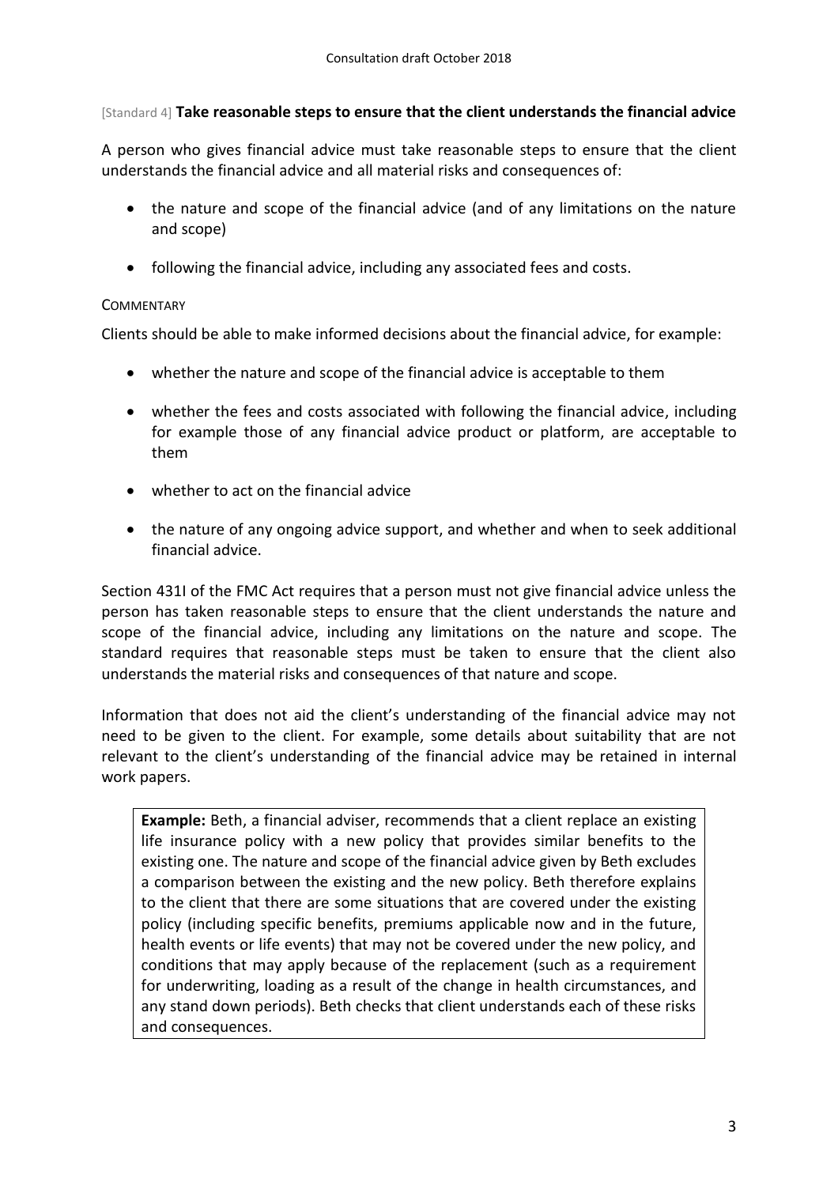[Standard 4] **Take reasonable steps to ensure that the client understands the financial advice**

A person who gives financial advice must take reasonable steps to ensure that the client understands the financial advice and all material risks and consequences of:

- the nature and scope of the financial advice (and of any limitations on the nature and scope)
- following the financial advice, including any associated fees and costs.

COMMENTARY

Clients should be able to make informed decisions about the financial advice, for example:

- whether the nature and scope of the financial advice is acceptable to them
- whether the fees and costs associated with following the financial advice, including for example those of any financial advice product or platform, are acceptable to them
- whether to act on the financial advice
- the nature of any ongoing advice support, and whether and when to seek additional financial advice.

Section 431I of the FMC Act requires that a person must not give financial advice unless the person has taken reasonable steps to ensure that the client understands the nature and scope of the financial advice, including any limitations on the nature and scope. The standard requires that reasonable steps must be taken to ensure that the client also understands the material risks and consequences of that nature and scope.

Information that does not aid the client's understanding of the financial advice may not need to be given to the client. For example, some details about suitability that are not relevant to the client's understanding of the financial advice may be retained in internal work papers.

> **Example:** Beth, a financial adviser, recommends that a client replace an existing life insurance policy with a new policy that provides similar benefits to the existing one. The nature and scope of the financial advice given by Beth excludes a comparison between the existing and the new policy. Beth therefore explains to the client that there are some situations that are covered under the existing policy (including specific benefits, premiums applicable now and in the future, health events or life events) that may not be covered under the new policy, and conditions that may apply because of the replacement (such as a requirement for underwriting, loading as a result of the change in health circumstances, and any stand down periods). Beth checks that client understands each of these risks and consequences.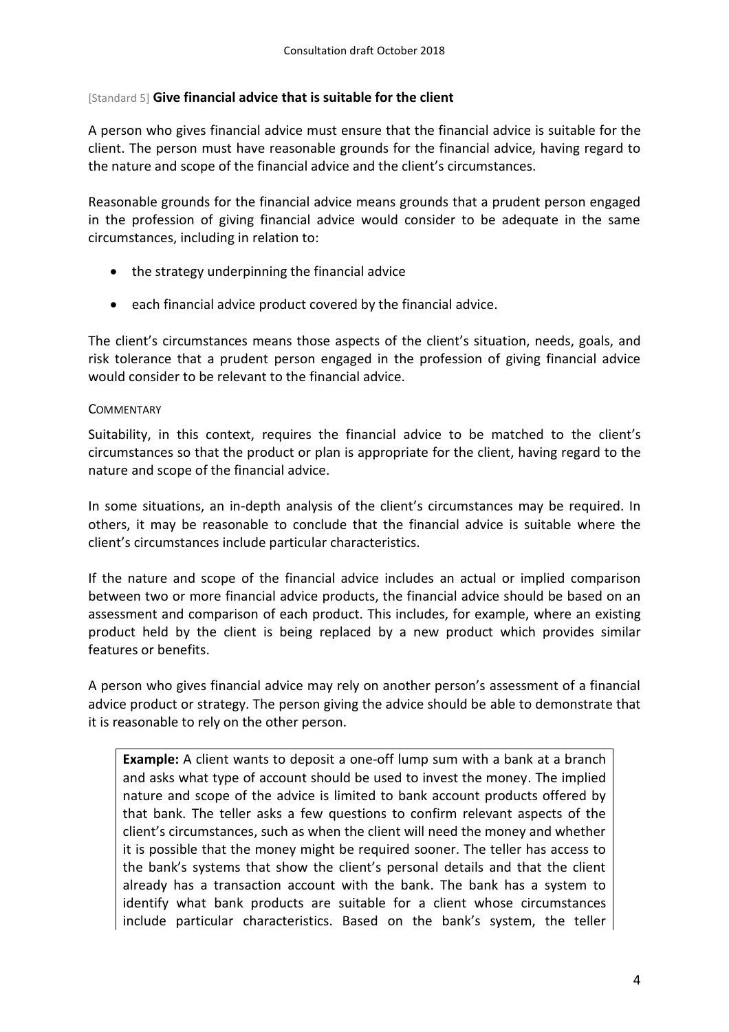[Standard 5] **Give financial advice that is suitable for the client**

A person who gives financial advice must ensure that the financial advice is suitable for the client. The person must have reasonable grounds for the financial advice, having regard to the nature and scope of the financial advice and the client's circumstances.

Reasonable grounds for the financial advice means grounds that a prudent person engaged in the profession of giving financial advice would consider to be adequate in the same circumstances, including in relation to:

- the strategy underpinning the financial advice
- each financial advice product covered by the financial advice.

The client's circumstances means those aspects of the client's situation, needs, goals, and risk tolerance that a prudent person engaged in the profession of giving financial advice would consider to be relevant to the financial advice.

COMMENTARY

Suitability, in this context, requires the financial advice to be matched to the client's circumstances so that the product or plan is appropriate for the client, having regard to the nature and scope of the financial advice.

In some situations, an in-depth analysis of the client's circumstances may be required. In others, it may be reasonable to conclude that the financial advice is suitable where the client's circumstances include particular characteristics.

If the nature and scope of the financial advice includes an actual or implied comparison between two or more financial advice products, the financial advice should be based on an assessment and comparison of each product. This includes, for example, where an existing product held by the client is being replaced by a new product which provides similar features or benefits.

A person who gives financial advice may rely on another person's assessment of a financial advice product or strategy. The person giving the advice should be able to demonstrate that it is reasonable to rely on the other person.

> **Example:** A client wants to deposit a one-off lump sum with a bank at a branch and asks what type of account should be used to invest the money. The implied nature and scope of the advice is limited to bank account products offered by that bank. The teller asks a few questions to confirm relevant aspects of the client's circumstances, such as when the client will need the money and whether it is possible that the money might be required sooner. The teller has access to the bank's systems that show the client's personal details and that the client already has a transaction account with the bank. The bank has a system to identify what bank products are suitable for a client whose circumstances include particular characteristics. Based on the bank's system, the teller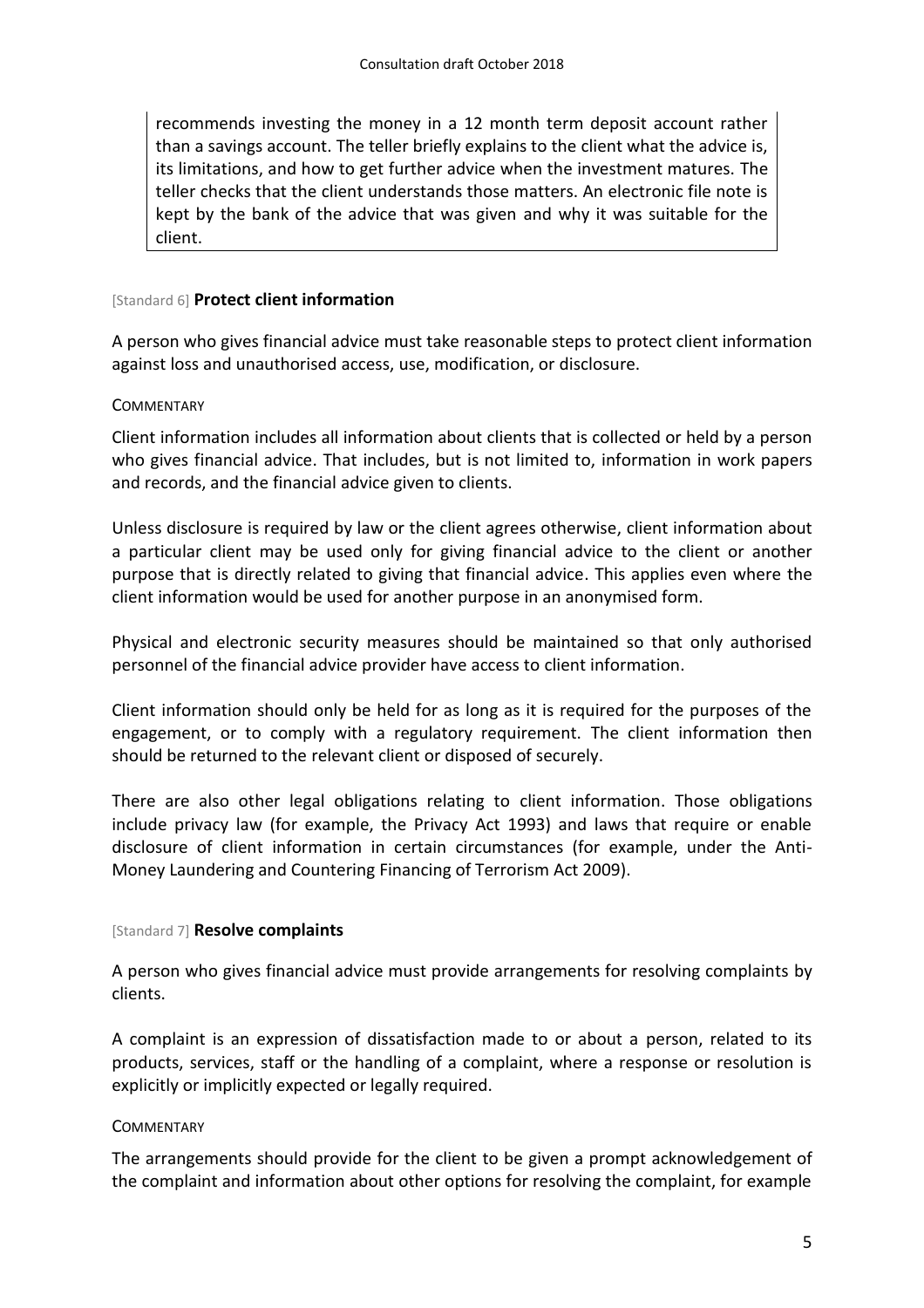recommends investing the money in a 12 month term deposit account rather than a savings account. The teller briefly explains to the client what the advice is, its limitations, and how to get further advice when the investment matures. The teller checks that the client understands those matters. An electronic file note is kept by the bank of the advice that was given and why it was suitable for the client.

### [Standard 6] **Protect client information**

A person who gives financial advice must take reasonable steps to protect client information against loss and unauthorised access, use, modification, or disclosure.

COMMENTARY

Client information includes all information about clients that is collected or held by a person who gives financial advice. That includes, but is not limited to, information in work papers and records, and the financial advice given to clients.

Unless disclosure is required by law or the client agrees otherwise, client information about a particular client may be used only for giving financial advice to the client or another purpose that is directly related to giving that financial advice. This applies even where the client information would be used for another purpose in an anonymised form.

Physical and electronic security measures should be maintained so that only authorised personnel of the financial advice provider have access to client information.

Client information should only be held for as long as it is required for the purposes of the engagement, or to comply with a regulatory requirement. The client information then should be returned to the relevant client or disposed of securely.

There are also other legal obligations relating to client information. Those obligations include privacy law (for example, the Privacy Act 1993) and laws that require or enable disclosure of client information in certain circumstances (for example, under the Anti-Money Laundering and Countering Financing of Terrorism Act 2009).

### [Standard 7] **Resolve complaints**

A person who gives financial advice must provide arrangements for resolving complaints by clients.

A complaint is an expression of dissatisfaction made to or about a person, related to its products, services, staff or the handling of a complaint, where a response or resolution is explicitly or implicitly expected or legally required.

COMMENTARY

The arrangements should provide for the client to be given a prompt acknowledgement of the complaint and information about other options for resolving the complaint, for example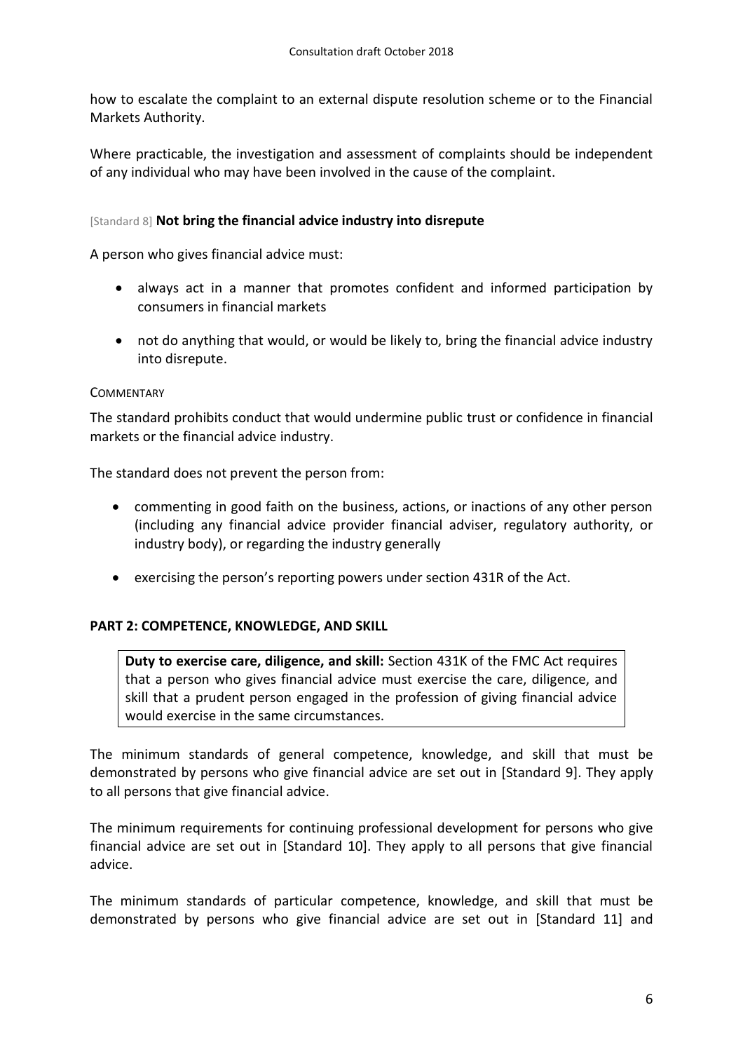how to escalate the complaint to an external dispute resolution scheme or to the Financial Markets Authority.

Where practicable, the investigation and assessment of complaints should be independent of any individual who may have been involved in the cause of the complaint.

### [Standard 8] **Not bring the financial advice industry into disrepute**

A person who gives financial advice must:

- always act in a manner that promotes confident and informed participation by consumers in financial markets
- not do anything that would, or would be likely to, bring the financial advice industry into disrepute.

COMMENTARY

The standard prohibits conduct that would undermine public trust or confidence in financial markets or the financial advice industry.

The standard does not prevent the person from:

- commenting in good faith on the business, actions, or inactions of any other person (including any financial advice provider financial adviser, regulatory authority, or industry body), or regarding the industry generally
- exercising the person's reporting powers under section 431R of the Act.

## PART 2: COMPETENCE, KNOWLEDGE, AND SKILL

> **Duty to exercise care, diligence, and skill:** Section 431K of the FMC Act requires that a person who gives financial advice must exercise the care, diligence, and skill that a prudent person engaged in the profession of giving financial advice would exercise in the same circumstances.

The minimum standards of general competence, knowledge, and skill that must be demonstrated by persons who give financial advice are set out in [Standard 9]. They apply to all persons that give financial advice.

The minimum requirements for continuing professional development for persons who give financial advice are set out in [Standard 10]. They apply to all persons that give financial advice.

The minimum standards of particular competence, knowledge, and skill that must be demonstrated by persons who give financial advice are set out in [Standard 11] and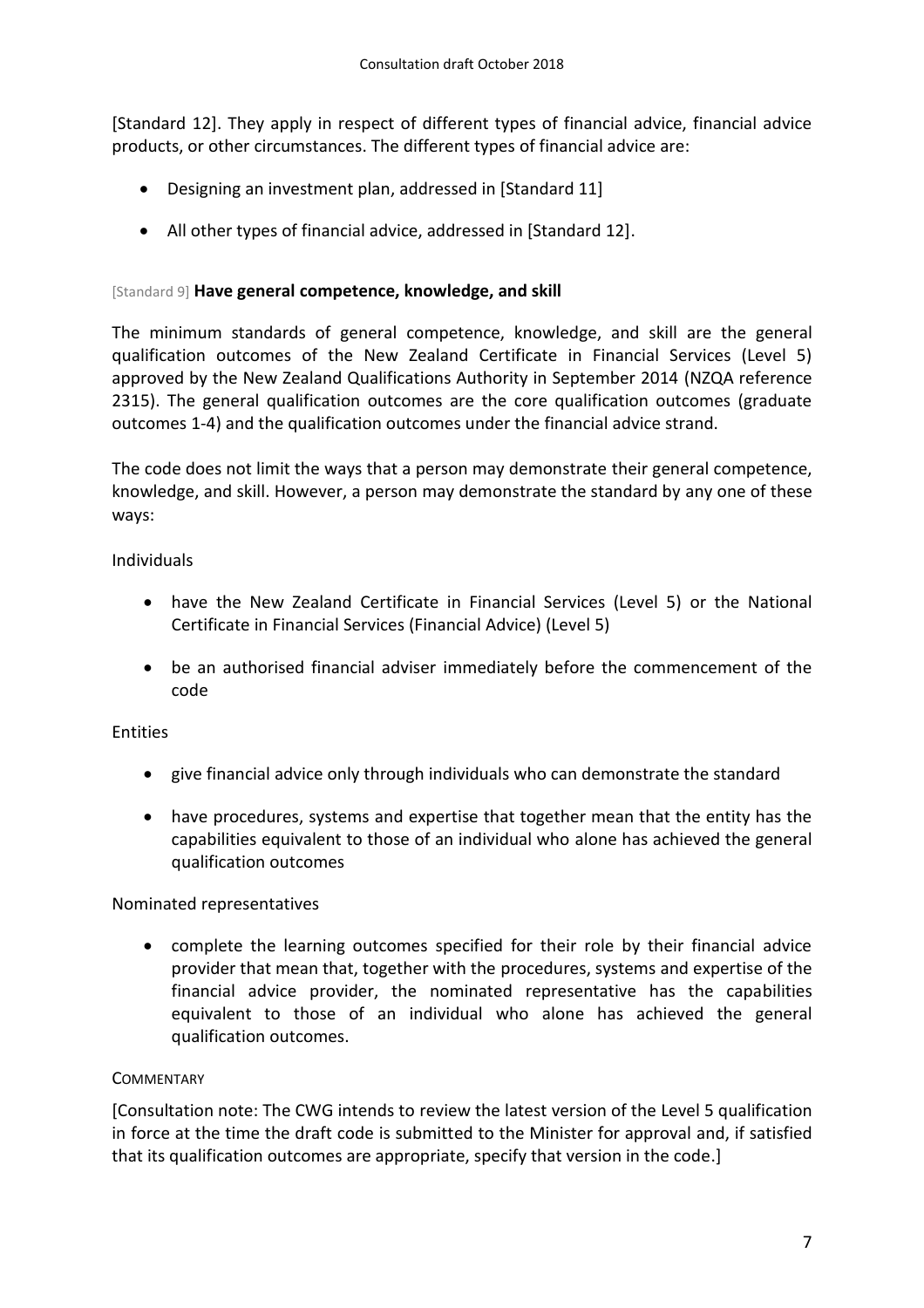[Standard 12]. They apply in respect of different types of financial advice, financial advice products, or other circumstances. The different types of financial advice are:

- Designing an investment plan, addressed in [Standard 11]
- All other types of financial advice, addressed in [Standard 12].

[Standard 9] **Have general competence, knowledge, and skill**

The minimum standards of general competence, knowledge, and skill are the general qualification outcomes of the New Zealand Certificate in Financial Services (Level 5) approved by the New Zealand Qualifications Authority in September 2014 (NZQA reference 2315). The general qualification outcomes are the core qualification outcomes (graduate outcomes 1-4) and the qualification outcomes under the financial advice strand.

The code does not limit the ways that a person may demonstrate their general competence, knowledge, and skill. However, a person may demonstrate the standard by any one of these ways:

Individuals

- have the New Zealand Certificate in Financial Services (Level 5) or the National Certificate in Financial Services (Financial Advice) (Level 5)
- be an authorised financial adviser immediately before the commencement of the code

Entities

- give financial advice only through individuals who can demonstrate the standard
- have procedures, systems and expertise that together mean that the entity has the capabilities equivalent to those of an individual who alone has achieved the general qualification outcomes

Nominated representatives

- complete the learning outcomes specified for their role by their financial advice provider that mean that, together with the procedures, systems and expertise of the financial advice provider, the nominated representative has the capabilities equivalent to those of an individual who alone has achieved the general qualification outcomes.

COMMENTARY

[Consultation note: The CWG intends to review the latest version of the Level 5 qualification in force at the time the draft code is submitted to the Minister for approval and, if satisfied that its qualification outcomes are appropriate, specify that version in the code.]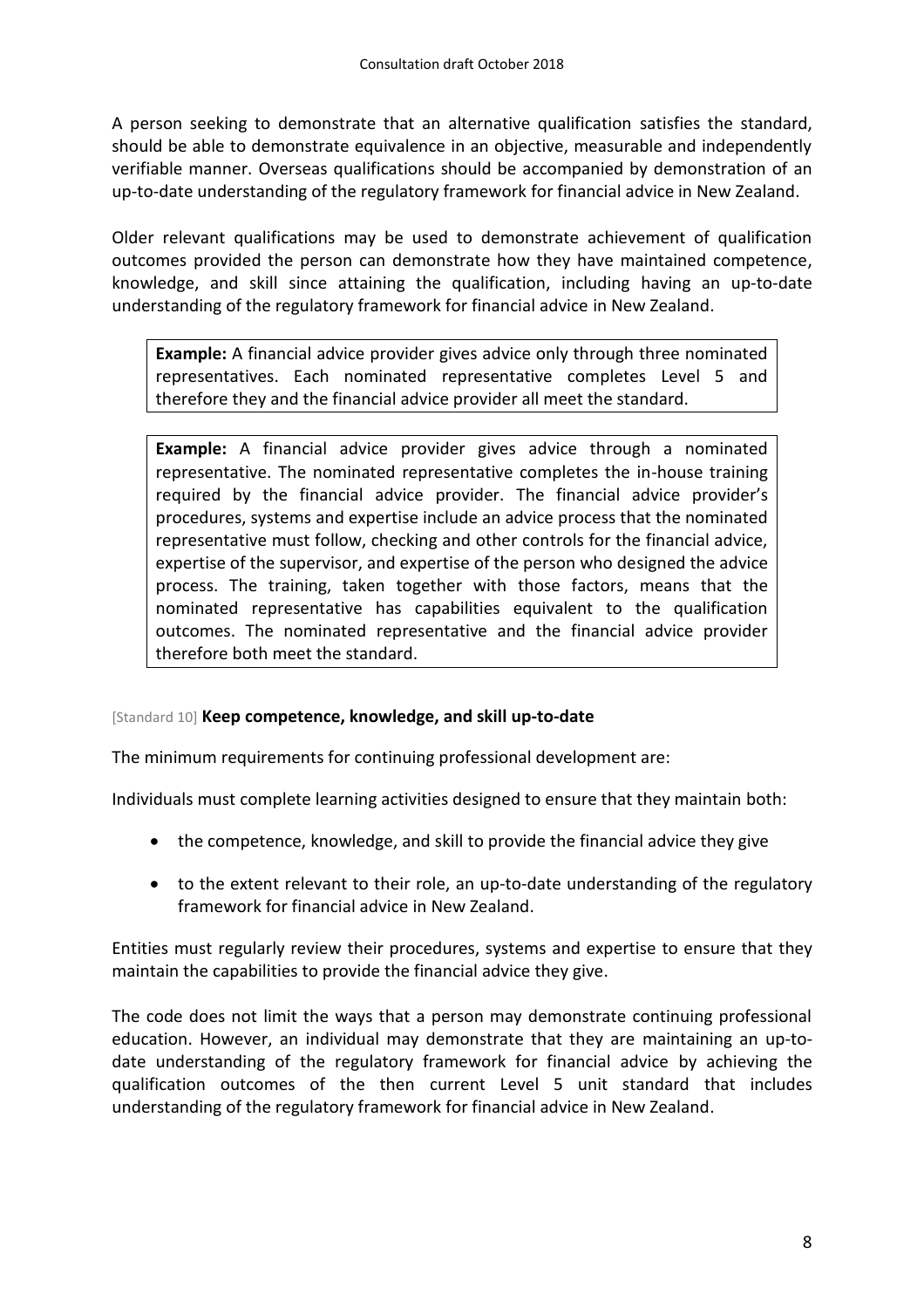A person seeking to demonstrate that an alternative qualification satisfies the standard, should be able to demonstrate equivalence in an objective, measurable and independently verifiable manner. Overseas qualifications should be accompanied by demonstration of an up-to-date understanding of the regulatory framework for financial advice in New Zealand.

Older relevant qualifications may be used to demonstrate achievement of qualification outcomes provided the person can demonstrate how they have maintained competence, knowledge, and skill since attaining the qualification, including having an up-to-date understanding of the regulatory framework for financial advice in New Zealand.

> **Example:** A financial advice provider gives advice only through three nominated representatives. Each nominated representative completes Level 5 and therefore they and the financial advice provider all meet the standard.

> **Example:** A financial advice provider gives advice through a nominated representative. The nominated representative completes the in-house training required by the financial advice provider. The financial advice provider's procedures, systems and expertise include an advice process that the nominated representative must follow, checking and other controls for the financial advice, expertise of the supervisor, and expertise of the person who designed the advice process. The training, taken together with those factors, means that the nominated representative has capabilities equivalent to the qualification outcomes. The nominated representative and the financial advice provider therefore both meet the standard.

[Standard 10] **Keep competence, knowledge, and skill up-to-date**

The minimum requirements for continuing professional development are:

Individuals must complete learning activities designed to ensure that they maintain both:

- the competence, knowledge, and skill to provide the financial advice they give
- to the extent relevant to their role, an up-to-date understanding of the regulatory framework for financial advice in New Zealand.

Entities must regularly review their procedures, systems and expertise to ensure that they maintain the capabilities to provide the financial advice they give.

The code does not limit the ways that a person may demonstrate continuing professional education. However, an individual may demonstrate that they are maintaining an up-to-date understanding of the regulatory framework for financial advice by achieving the qualification outcomes of the then current Level 5 unit standard that includes understanding of the regulatory framework for financial advice in New Zealand.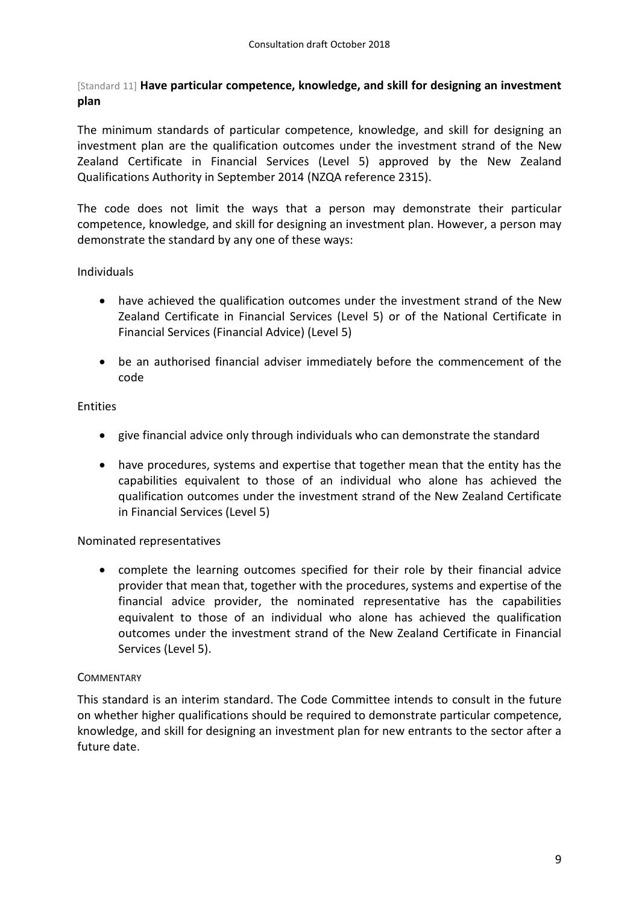[Standard 11] **Have particular competence, knowledge, and skill for designing an investment plan**

The minimum standards of particular competence, knowledge, and skill for designing an investment plan are the qualification outcomes under the investment strand of the New Zealand Certificate in Financial Services (Level 5) approved by the New Zealand Qualifications Authority in September 2014 (NZQA reference 2315).

The code does not limit the ways that a person may demonstrate their particular competence, knowledge, and skill for designing an investment plan. However, a person may demonstrate the standard by any one of these ways:

Individuals

- have achieved the qualification outcomes under the investment strand of the New Zealand Certificate in Financial Services (Level 5) or of the National Certificate in Financial Services (Financial Advice) (Level 5)
- be an authorised financial adviser immediately before the commencement of the code

Entities

- give financial advice only through individuals who can demonstrate the standard
- have procedures, systems and expertise that together mean that the entity has the capabilities equivalent to those of an individual who alone has achieved the qualification outcomes under the investment strand of the New Zealand Certificate in Financial Services (Level 5)

Nominated representatives

- complete the learning outcomes specified for their role by their financial advice provider that mean that, together with the procedures, systems and expertise of the financial advice provider, the nominated representative has the capabilities equivalent to those of an individual who alone has achieved the qualification outcomes under the investment strand of the New Zealand Certificate in Financial Services (Level 5).

COMMENTARY

This standard is an interim standard. The Code Committee intends to consult in the future on whether higher qualifications should be required to demonstrate particular competence, knowledge, and skill for designing an investment plan for new entrants to the sector after a future date.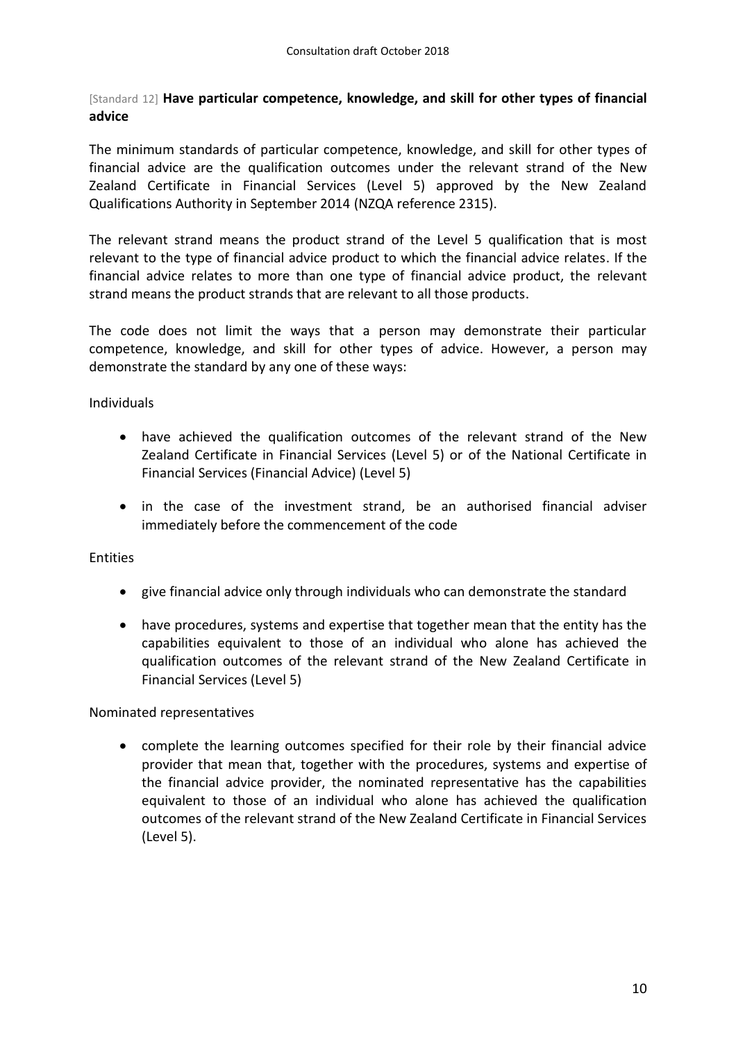### [Standard 12] **Have particular competence, knowledge, and skill for other types of financial advice**

The minimum standards of particular competence, knowledge, and skill for other types of financial advice are the qualification outcomes under the relevant strand of the New Zealand Certificate in Financial Services (Level 5) approved by the New Zealand Qualifications Authority in September 2014 (NZQA reference 2315).

The relevant strand means the product strand of the Level 5 qualification that is most relevant to the type of financial advice product to which the financial advice relates. If the financial advice relates to more than one type of financial advice product, the relevant strand means the product strands that are relevant to all those products.

The code does not limit the ways that a person may demonstrate their particular competence, knowledge, and skill for other types of advice. However, a person may demonstrate the standard by any one of these ways:

Individuals

- have achieved the qualification outcomes of the relevant strand of the New Zealand Certificate in Financial Services (Level 5) or of the National Certificate in Financial Services (Financial Advice) (Level 5)
- in the case of the investment strand, be an authorised financial adviser immediately before the commencement of the code

Entities

- give financial advice only through individuals who can demonstrate the standard
- have procedures, systems and expertise that together mean that the entity has the capabilities equivalent to those of an individual who alone has achieved the qualification outcomes of the relevant strand of the New Zealand Certificate in Financial Services (Level 5)

Nominated representatives

- complete the learning outcomes specified for their role by their financial advice provider that mean that, together with the procedures, systems and expertise of the financial advice provider, the nominated representative has the capabilities equivalent to those of an individual who alone has achieved the qualification outcomes of the relevant strand of the New Zealand Certificate in Financial Services (Level 5).